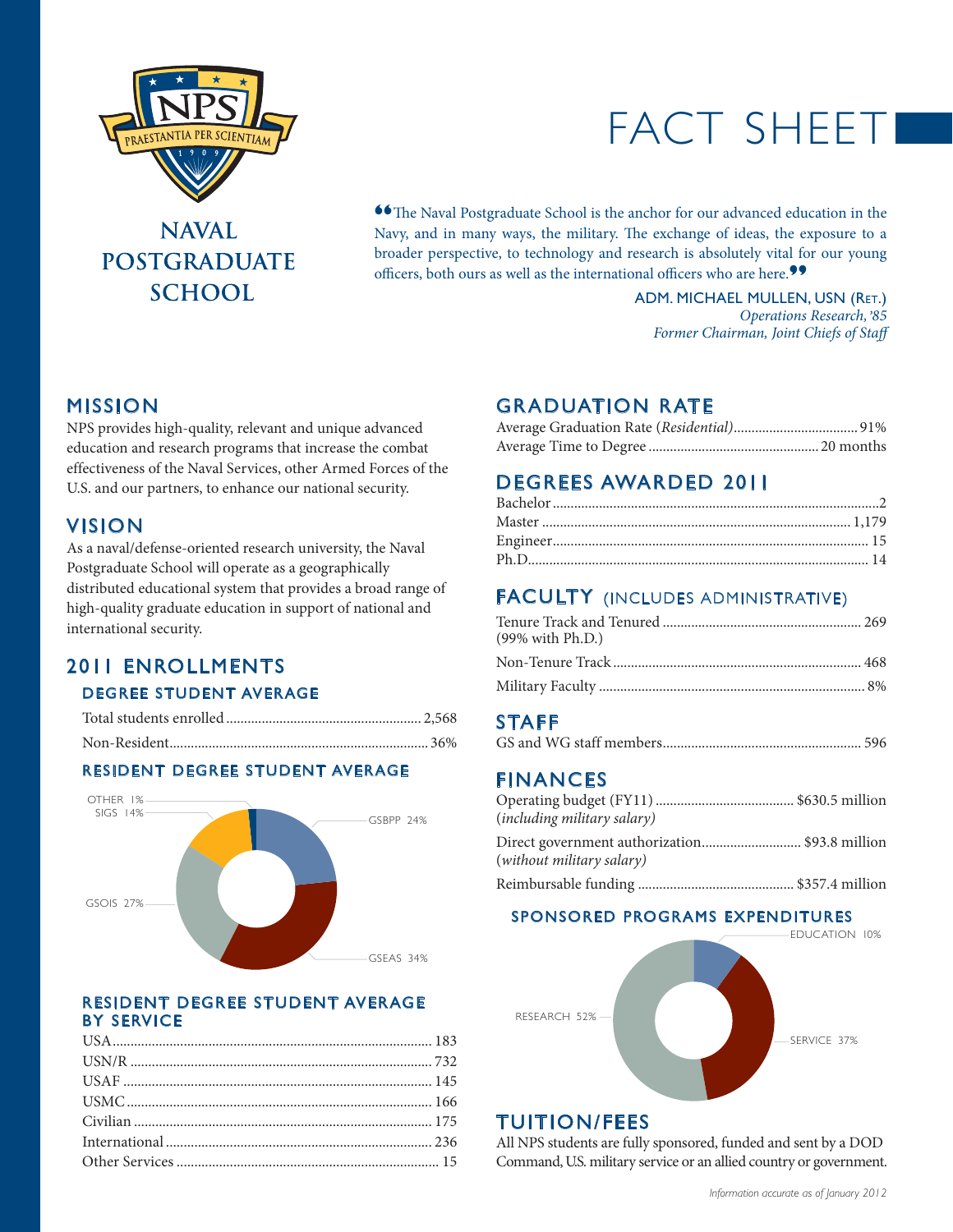# NAVAL POSTGRADUATE SCHOOL

PRAESTANTIA PER SCIENTIAM

1909

# FACT SHEET

"The Naval Postgraduate School is the anchor for our advanced education in the Navy, and in many ways, the military. The exchange of ideas, the exposure to a broader perspective, to technology and research is absolutely vital for our young officers, both ours as well as the international officers who are here."

ADM. MICHAEL MULLEN, USN (RET.)
*Operations Research, '85*
*Former Chairman, Joint Chiefs of Staff*

## MISSION

NPS provides high-quality, relevant and unique advanced education and research programs that increase the combat effectiveness of the Naval Services, other Armed Forces of the U.S. and our partners, to enhance our national security.

## VISION

As a naval/defense-oriented research university, the Naval Postgraduate School will operate as a geographically distributed educational system that provides a broad range of high-quality graduate education in support of national and international security.

## 2011 ENROLLMENTS

### DEGREE STUDENT AVERAGE

| | |
|---|---|
| Total students enrolled | 2,568 |
| Non-Resident | 36% |

### RESIDENT DEGREE STUDENT AVERAGE

- GSBPP 24%
- GSEAS 34%
- GSOIS 27%
- SIGS 14%
- OTHER 1%

### RESIDENT DEGREE STUDENT AVERAGE BY SERVICE

| | |
|---|---|
| USA | 183 |
| USN/R | 732 |
| USAF | 145 |
| USMC | 166 |
| Civilian | 175 |
| International | 236 |
| Other Services | 15 |

## GRADUATION RATE

| | |
|---|---|
| Average Graduation Rate (*Residential*) | 91% |
| Average Time to Degree | 20 months |

## DEGREES AWARDED 2011

| | |
|---|---|
| Bachelor | 2 |
| Master | 1,179 |
| Engineer | 15 |
| Ph.D. | 14 |

## FACULTY (INCLUDES ADMINISTRATIVE)

| | |
|---|---|
| Tenure Track and Tenured (99% with Ph.D.) | 269 |
| Non-Tenure Track | 468 |
| Military Faculty | 8% |

## STAFF

| | |
|---|---|
| GS and WG staff members | 596 |

## FINANCES

| | |
|---|---|
| Operating budget (FY11) (*including military salary*) | $630.5 million |
| Direct government authorization (*without military salary*) | $93.8 million |
| Reimbursable funding | $357.4 million |

### SPONSORED PROGRAMS EXPENDITURES

- EDUCATION 10%
- SERVICE 37%
- RESEARCH 52%

## TUITION/FEES

All NPS students are fully sponsored, funded and sent by a DOD Command, U.S. military service or an allied country or government.

*Information accurate as of January 2012*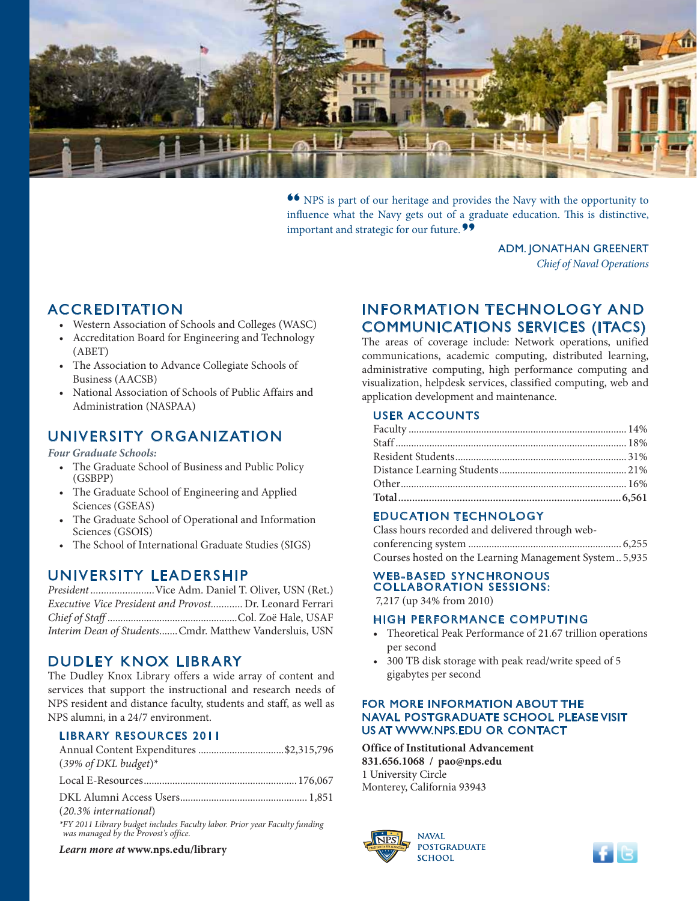“NPS is part of our heritage and provides the Navy with the opportunity to influence what the Navy gets out of a graduate education. This is distinctive, important and strategic for our future.”

ADM. JONATHAN GREENERT
*Chief of Naval Operations*

## ACCREDITATION

- Western Association of Schools and Colleges (WASC)
- Accreditation Board for Engineering and Technology (ABET)
- The Association to Advance Collegiate Schools of Business (AACSB)
- National Association of Schools of Public Affairs and Administration (NASPAA)

## UNIVERSITY ORGANIZATION

***Four Graduate Schools:***

- The Graduate School of Business and Public Policy (GSBPP)
- The Graduate School of Engineering and Applied Sciences (GSEAS)
- The Graduate School of Operational and Information Sciences (GSOIS)
- The School of International Graduate Studies (SIGS)

## UNIVERSITY LEADERSHIP

| | |
|---|---|
| *President* | Vice Adm. Daniel T. Oliver, USN (Ret.) |
| *Executive Vice President and Provost* | Dr. Leonard Ferrari |
| *Chief of Staff* | Col. Zoë Hale, USAF |
| *Interim Dean of Students* | Cmdr. Matthew Vandersluis, USN |

## DUDLEY KNOX LIBRARY

The Dudley Knox Library offers a wide array of content and services that support the instructional and research needs of NPS resident and distance faculty, students and staff, as well as NPS alumni, in a 24/7 environment.

### LIBRARY RESOURCES 2011

| | |
|---|---|
| Annual Content Expenditures (*39% of DKL budget*)* | $2,315,796 |
| Local E-Resources | 176,067 |
| DKL Alumni Access Users (*20.3% international*) | 1,851 |

*\*FY 2011 Library budget includes Faculty labor. Prior year Faculty funding was managed by the Provost's office.*

***Learn more at*** **www.nps.edu/library**

## INFORMATION TECHNOLOGY AND COMMUNICATIONS SERVICES (ITACS)

The areas of coverage include: Network operations, unified communications, academic computing, distributed learning, administrative computing, high performance computing and visualization, helpdesk services, classified computing, web and application development and maintenance.

### USER ACCOUNTS

| | |
|---|---|
| Faculty | 14% |
| Staff | 18% |
| Resident Students | 31% |
| Distance Learning Students | 21% |
| Other | 16% |
| **Total** | **6,561** |

### EDUCATION TECHNOLOGY

| | |
|---|---|
| Class hours recorded and delivered through web-conferencing system | 6,255 |
| Courses hosted on the Learning Management System | 5,935 |

### WEB-BASED SYNCHRONOUS COLLABORATION SESSIONS:

7,217 (up 34% from 2010)

### HIGH PERFORMANCE COMPUTING

- Theoretical Peak Performance of 21.67 trillion operations per second
- 300 TB disk storage with peak read/write speed of 5 gigabytes per second

### FOR MORE INFORMATION ABOUT THE NAVAL POSTGRADUATE SCHOOL PLEASE VISIT US AT WWW.NPS.EDU OR CONTACT

**Office of Institutional Advancement**
**831.656.1068 / pao@nps.edu**
1 University Circle
Monterey, California 93943

NAVAL POSTGRADUATE SCHOOL